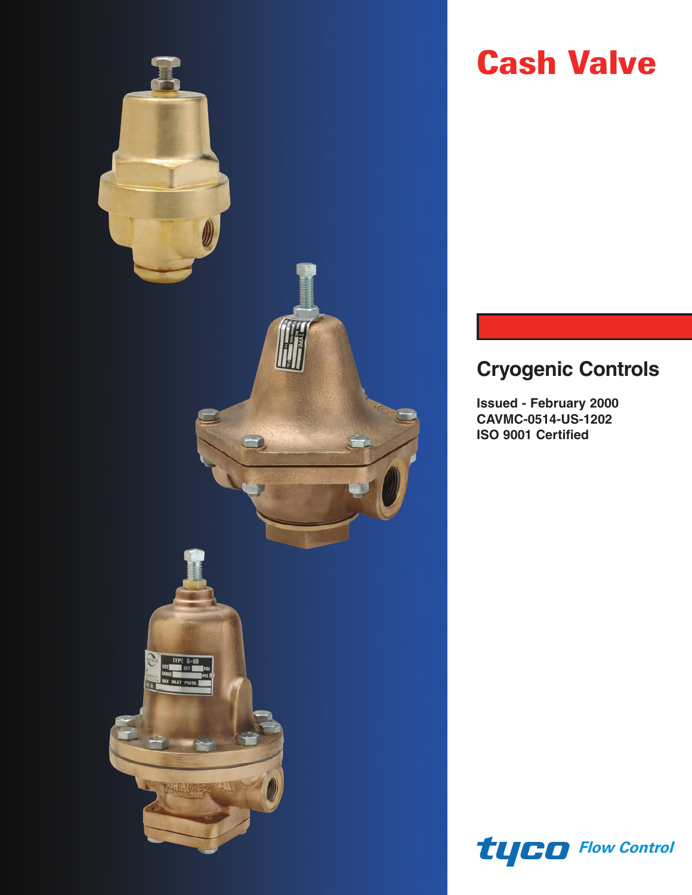# Cash Valve

## Cryogenic Controls

**Issued - February 2000**
**CAVMC-0514-US-1202**
**ISO 9001 Certified**

tyco *Flow Control*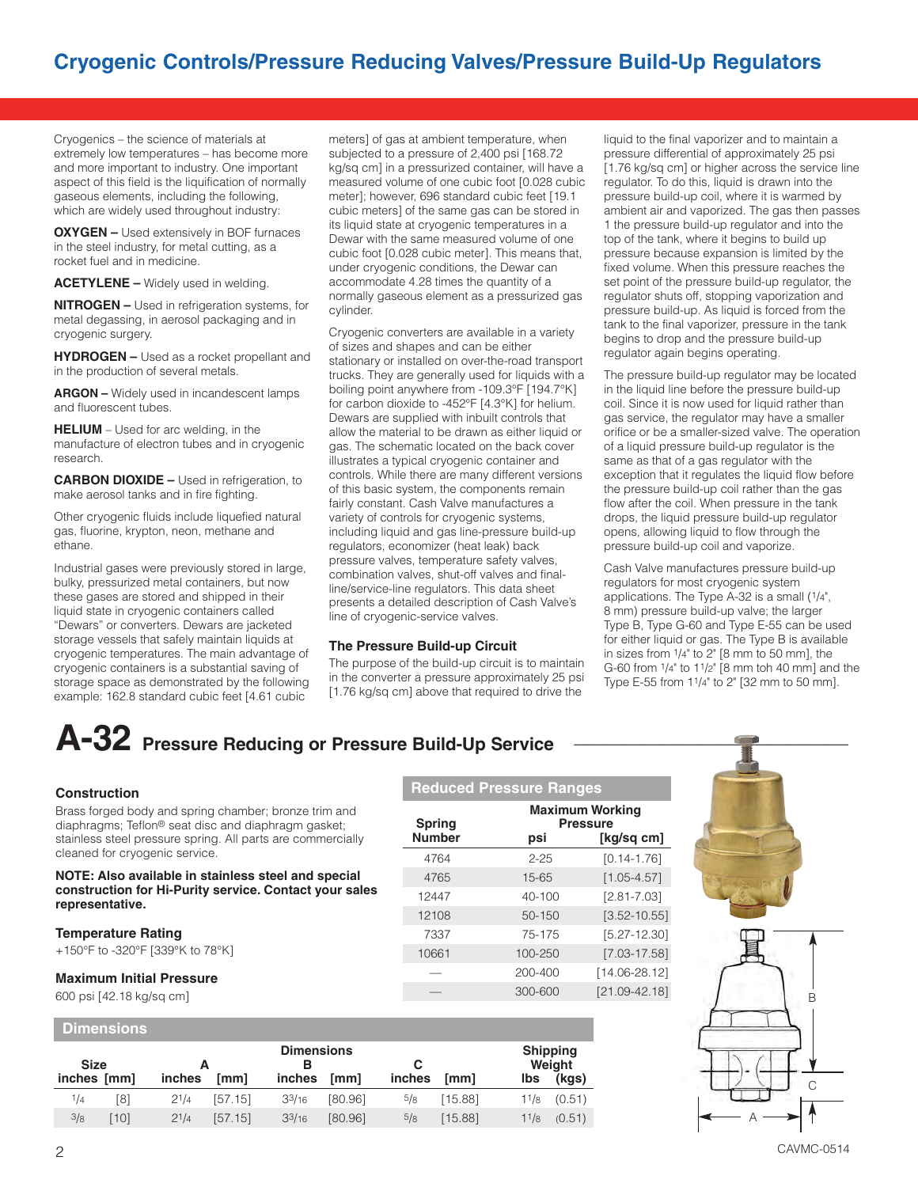# Cryogenic Controls/Pressure Reducing Valves/Pressure Build-Up Regulators

Cryogenics – the science of materials at extremely low temperatures – has become more and more important to industry. One important aspect of this field is the liquification of normally gaseous elements, including the following, which are widely used throughout industry:

**OXYGEN –** Used extensively in BOF furnaces in the steel industry, for metal cutting, as a rocket fuel and in medicine.

**ACETYLENE –** Widely used in welding.

**NITROGEN –** Used in refrigeration systems, for metal degassing, in aerosol packaging and in cryogenic surgery.

**HYDROGEN –** Used as a rocket propellant and in the production of several metals.

**ARGON –** Widely used in incandescent lamps and fluorescent tubes.

**HELIUM** – Used for arc welding, in the manufacture of electron tubes and in cryogenic research.

**CARBON DIOXIDE –** Used in refrigeration, to make aerosol tanks and in fire fighting.

Other cryogenic fluids include liquefied natural gas, fluorine, krypton, neon, methane and ethane.

Industrial gases were previously stored in large, bulky, pressurized metal containers, but now these gases are stored and shipped in their liquid state in cryogenic containers called "Dewars" or converters. Dewars are jacketed storage vessels that safely maintain liquids at cryogenic temperatures. The main advantage of cryogenic containers is a substantial saving of storage space as demonstrated by the following example: 162.8 standard cubic feet [4.61 cubic meters] of gas at ambient temperature, when subjected to a pressure of 2,400 psi [168.72 kg/sq cm] in a pressurized container, will have a measured volume of one cubic foot [0.028 cubic meter]; however, 696 standard cubic feet [19.1 cubic meters] of the same gas can be stored in its liquid state at cryogenic temperatures in a Dewar with the same measured volume of one cubic foot [0.028 cubic meter]. This means that, under cryogenic conditions, the Dewar can accommodate 4.28 times the quantity of a normally gaseous element as a pressurized gas cylinder.

Cryogenic converters are available in a variety of sizes and shapes and can be either stationary or installed on over-the-road transport trucks. They are generally used for liquids with a boiling point anywhere from -109.3°F [194.7°K] for carbon dioxide to -452°F [4.3°K] for helium. Dewars are supplied with inbuilt controls that allow the material to be drawn as either liquid or gas. The schematic located on the back cover illustrates a typical cryogenic container and controls. While there are many different versions of this basic system, the components remain fairly constant. Cash Valve manufactures a variety of controls for cryogenic systems, including liquid and gas line-pressure build-up regulators, economizer (heat leak) back pressure valves, temperature safety valves, combination valves, shut-off valves and final-line/service-line regulators. This data sheet presents a detailed description of Cash Valve's line of cryogenic-service valves.

### The Pressure Build-up Circuit

The purpose of the build-up circuit is to maintain in the converter a pressure approximately 25 psi [1.76 kg/sq cm] above that required to drive the liquid to the final vaporizer and to maintain a pressure differential of approximately 25 psi [1.76 kg/sq cm] or higher across the service line regulator. To do this, liquid is drawn into the pressure build-up coil, where it is warmed by ambient air and vaporized. The gas then passes 1 the pressure build-up regulator and into the top of the tank, where it begins to build up pressure because expansion is limited by the fixed volume. When this pressure reaches the set point of the pressure build-up regulator, the regulator shuts off, stopping vaporization and pressure build-up. As liquid is forced from the tank to the final vaporizer, pressure in the tank begins to drop and the pressure build-up regulator again begins operating.

The pressure build-up regulator may be located in the liquid line before the pressure build-up coil. Since it is now used for liquid rather than gas service, the regulator may have a smaller orifice or be a smaller-sized valve. The operation of a liquid pressure build-up regulator is the same as that of a gas regulator with the exception that it regulates the liquid flow before the pressure build-up coil rather than the gas flow after the coil. When pressure in the tank drops, the liquid pressure build-up regulator opens, allowing liquid to flow through the pressure build-up coil and vaporize.

Cash Valve manufactures pressure build-up regulators for most cryogenic system applications. The Type A-32 is a small (1/4", 8 mm) pressure build-up valve; the larger Type B, Type G-60 and Type E-55 can be used for either liquid or gas. The Type B is available in sizes from 1/4" to 2" [8 mm to 50 mm], the G-60 from 1/4" to 1 1/2" [8 mm toh 40 mm] and the Type E-55 from 1 1/4" to 2" [32 mm to 50 mm].

# A-32 Pressure Reducing or Pressure Build-Up Service

### Construction

Brass forged body and spring chamber; bronze trim and diaphragms; Teflon® seat disc and diaphragm gasket; stainless steel pressure spring. All parts are commercially cleaned for cryogenic service.

**NOTE: Also available in stainless steel and special construction for Hi-Purity service. Contact your sales representative.**

### Temperature Rating

+150°F to -320°F [339°K to 78°K]

### Maximum Initial Pressure

600 psi [42.18 kg/sq cm]

**Reduced Pressure Ranges**

| Spring Number | Maximum Working Pressure psi | [kg/sq cm] |
|---|---|---|
| 4764 | 2-25 | [0.14-1.76] |
| 4765 | 15-65 | [1.05-4.57] |
| 12447 | 40-100 | [2.81-7.03] |
| 12108 | 50-150 | [3.52-10.55] |
| 7337 | 75-175 | [5.27-12.30] |
| 10661 | 100-250 | [7.03-17.58] |
| — | 200-400 | [14.06-28.12] |
| — | 300-600 | [21.09-42.18] |

**Dimensions**

| Size inches | [mm] | A inches | A [mm] | B inches | B [mm] | C inches | C [mm] | Shipping Weight lbs | (kgs) |
|---|---|---|---|---|---|---|---|---|---|
| 1/4 | [8] | 2 1/4 | [57.15] | 3 3/16 | [80.96] | 5/8 | [15.88] | 1 1/8 | (0.51) |
| 3/8 | [10] | 2 1/4 | [57.15] | 3 3/16 | [80.96] | 5/8 | [15.88] | 1 1/8 | (0.51) |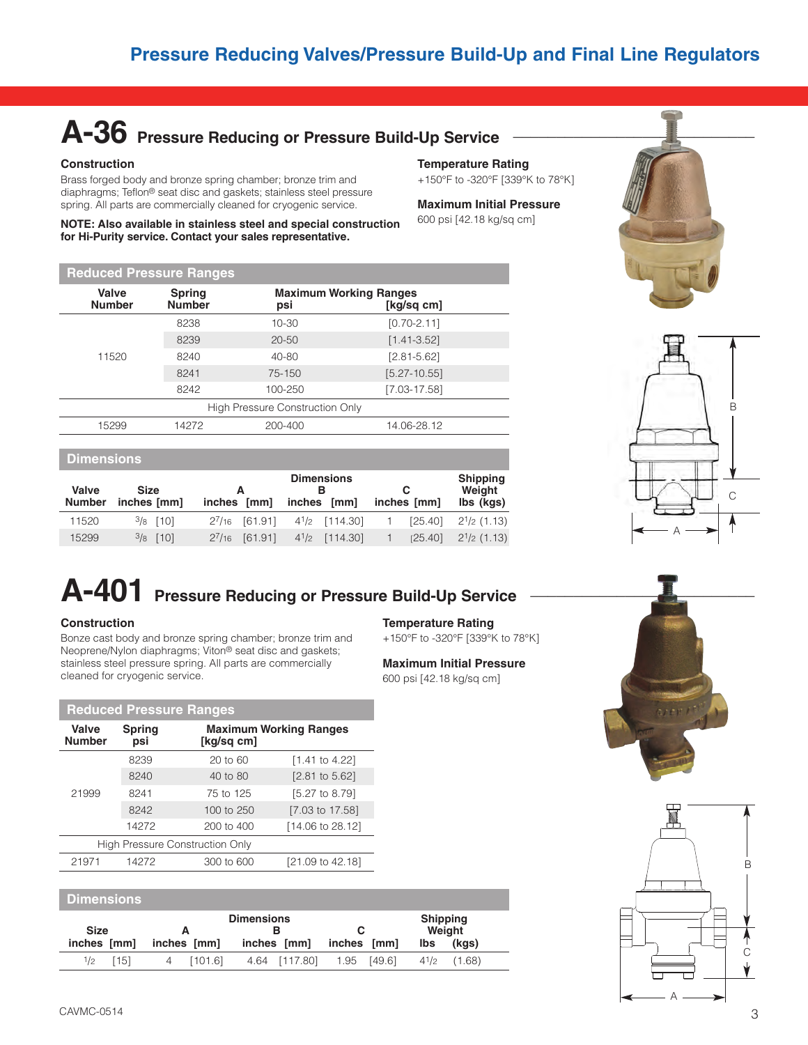## Pressure Reducing Valves/Pressure Build-Up and Final Line Regulators

# A-36 Pressure Reducing or Pressure Build-Up Service

### Construction

Brass forged body and bronze spring chamber; bronze trim and diaphragms; Teflon® seat disc and gaskets; stainless steel pressure spring. All parts are commercially cleaned for cryogenic service.

**NOTE: Also available in stainless steel and special construction for Hi-Purity service. Contact your sales representative.**

### Temperature Rating

+150°F to -320°F [339°K to 78°K]

### Maximum Initial Pressure

600 psi [42.18 kg/sq cm]

**Reduced Pressure Ranges**

| Valve Number | Spring Number | Maximum Working Ranges psi | [kg/sq cm] |
|---|---|---|---|
| 11520 | 8238 | 10-30 | [0.70-2.11] |
| | 8239 | 20-50 | [1.41-3.52] |
| | 8240 | 40-80 | [2.81-5.62] |
| | 8241 | 75-150 | [5.27-10.55] |
| | 8242 | 100-250 | [7.03-17.58] |
| High Pressure Construction Only | | | |
| 15299 | 14272 | 200-400 | 14.06-28.12 |

**Dimensions**

| Valve Number | Size inches [mm] | A inches [mm] | B inches [mm] | C inches [mm] | Shipping Weight lbs (kgs) |
|---|---|---|---|---|---|
| 11520 | 3/8 [10] | 2 7/16 [61.91] | 4 1/2 [114.30] | 1 [25.40] | 2 1/2 (1.13) |
| 15299 | 3/8 [10] | 2 7/16 [61.91] | 4 1/2 [114.30] | 1 [25.40] | 2 1/2 (1.13) |

# A-401 Pressure Reducing or Pressure Build-Up Service

### Construction

Bonze cast body and bronze spring chamber; bronze trim and Neoprene/Nylon diaphragms; Viton® seat disc and gaskets; stainless steel pressure spring. All parts are commercially cleaned for cryogenic service.

### Temperature Rating

+150°F to -320°F [339°K to 78°K]

### Maximum Initial Pressure

600 psi [42.18 kg/sq cm]

**Reduced Pressure Ranges**

| Valve Number | Spring psi | Maximum Working Ranges | [kg/sq cm] |
|---|---|---|---|
| 21999 | 8239 | 20 to 60 | [1.41 to 4.22] |
| | 8240 | 40 to 80 | [2.81 to 5.62] |
| | 8241 | 75 to 125 | [5.27 to 8.79] |
| | 8242 | 100 to 250 | [7.03 to 17.58] |
| | 14272 | 200 to 400 | [14.06 to 28.12] |
| High Pressure Construction Only | | | |
| 21971 | 14272 | 300 to 600 | [21.09 to 42.18] |

**Dimensions**

| Size inches [mm] | A inches [mm] | B inches [mm] | C inches [mm] | Shipping Weight lbs (kgs) |
|---|---|---|---|---|
| 1/2 [15] | 4 [101.6] | 4.64 [117.80] | 1.95 [49.6] | 4 1/2 (1.68) |

CAVMC-0514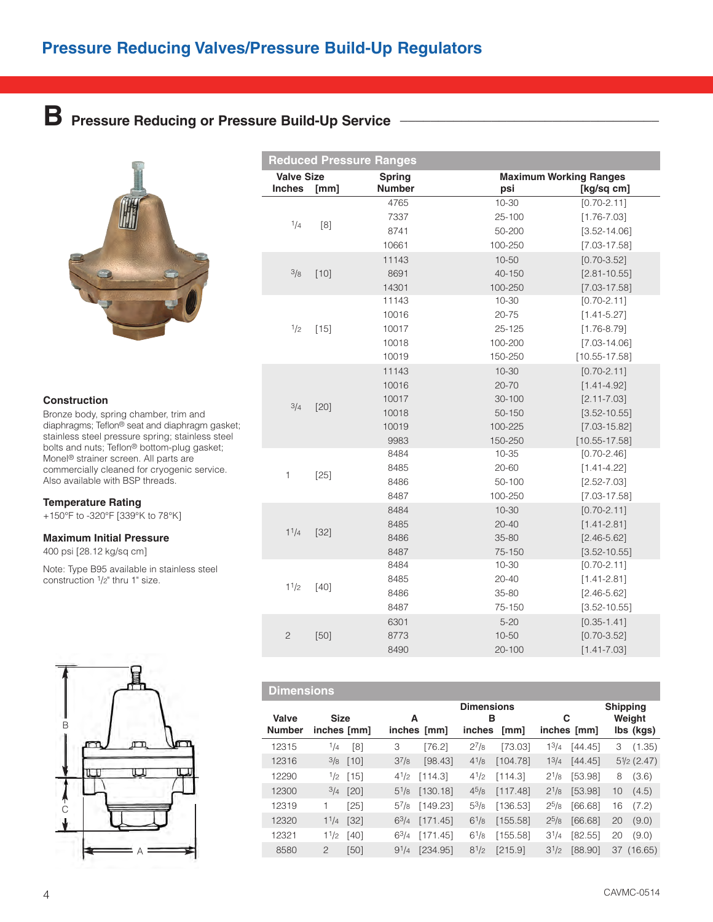# Pressure Reducing Valves/Pressure Build-Up Regulators

## B Pressure Reducing or Pressure Build-Up Service

### Construction

Bronze body, spring chamber, trim and diaphragms; Teflon® seat and diaphragm gasket; stainless steel pressure spring; stainless steel bolts and nuts; Teflon® bottom-plug gasket; Monel® strainer screen. All parts are commercially cleaned for cryogenic service. Also available with BSP threads.

### Temperature Rating

+150°F to -320°F [339°K to 78°K]

### Maximum Initial Pressure

400 psi [28.12 kg/sq cm]

Note: Type B95 available in stainless steel construction 1/2" thru 1" size.

### Reduced Pressure Ranges

| Valve Size Inches | [mm] | Spring Number | Maximum Working Ranges psi | [kg/sq cm] |
|---|---|---|---|---|
| 1/4 | [8] | 4765 | 10-30 | [0.70-2.11] |
| | | 7337 | 25-100 | [1.76-7.03] |
| | | 8741 | 50-200 | [3.52-14.06] |
| | | 10661 | 100-250 | [7.03-17.58] |
| 3/8 | [10] | 11143 | 10-50 | [0.70-3.52] |
| | | 8691 | 40-150 | [2.81-10.55] |
| | | 14301 | 100-250 | [7.03-17.58] |
| 1/2 | [15] | 11143 | 10-30 | [0.70-2.11] |
| | | 10016 | 20-75 | [1.41-5.27] |
| | | 10017 | 25-125 | [1.76-8.79] |
| | | 10018 | 100-200 | [7.03-14.06] |
| | | 10019 | 150-250 | [10.55-17.58] |
| 3/4 | [20] | 11143 | 10-30 | [0.70-2.11] |
| | | 10016 | 20-70 | [1.41-4.92] |
| | | 10017 | 30-100 | [2.11-7.03] |
| | | 10018 | 50-150 | [3.52-10.55] |
| | | 10019 | 100-225 | [7.03-15.82] |
| | | 9983 | 150-250 | [10.55-17.58] |
| 1 | [25] | 8484 | 10-35 | [0.70-2.46] |
| | | 8485 | 20-60 | [1.41-4.22] |
| | | 8486 | 50-100 | [2.52-7.03] |
| | | 8487 | 100-250 | [7.03-17.58] |
| 1 1/4 | [32] | 8484 | 10-30 | [0.70-2.11] |
| | | 8485 | 20-40 | [1.41-2.81] |
| | | 8486 | 35-80 | [2.46-5.62] |
| | | 8487 | 75-150 | [3.52-10.55] |
| 1 1/2 | [40] | 8484 | 10-30 | [0.70-2.11] |
| | | 8485 | 20-40 | [1.41-2.81] |
| | | 8486 | 35-80 | [2.46-5.62] |
| | | 8487 | 75-150 | [3.52-10.55] |
| 2 | [50] | 6301 | 5-20 | [0.35-1.41] |
| | | 8773 | 10-50 | [0.70-3.52] |
| | | 8490 | 20-100 | [1.41-7.03] |

### Dimensions

| Valve Number | Size inches [mm] | Dimensions A inches [mm] | Dimensions B inches [mm] | Dimensions C inches [mm] | Shipping Weight lbs (kgs) |
|---|---|---|---|---|---|
| 12315 | 1/4 [8] | 3 [76.2] | 2 7/8 [73.03] | 1 3/4 [44.45] | 3 (1.35) |
| 12316 | 3/8 [10] | 3 7/8 [98.43] | 4 1/8 [104.78] | 1 3/4 [44.45] | 5 1/2 (2.47) |
| 12290 | 1/2 [15] | 4 1/2 [114.3] | 4 1/2 [114.3] | 2 1/8 [53.98] | 8 (3.6) |
| 12300 | 3/4 [20] | 5 1/8 [130.18] | 4 5/8 [117.48] | 2 1/8 [53.98] | 10 (4.5) |
| 12319 | 1 [25] | 5 7/8 [149.23] | 5 3/8 [136.53] | 2 5/8 [66.68] | 16 (7.2) |
| 12320 | 1 1/4 [32] | 6 3/4 [171.45] | 6 1/8 [155.58] | 2 5/8 [66.68] | 20 (9.0) |
| 12321 | 1 1/2 [40] | 6 3/4 [171.45] | 6 1/8 [155.58] | 3 1/4 [82.55] | 20 (9.0) |
| 8580 | 2 [50] | 9 1/4 [234.95] | 8 1/2 [215.9] | 3 1/2 [88.90] | 37 (16.65) |

CAVMC-0514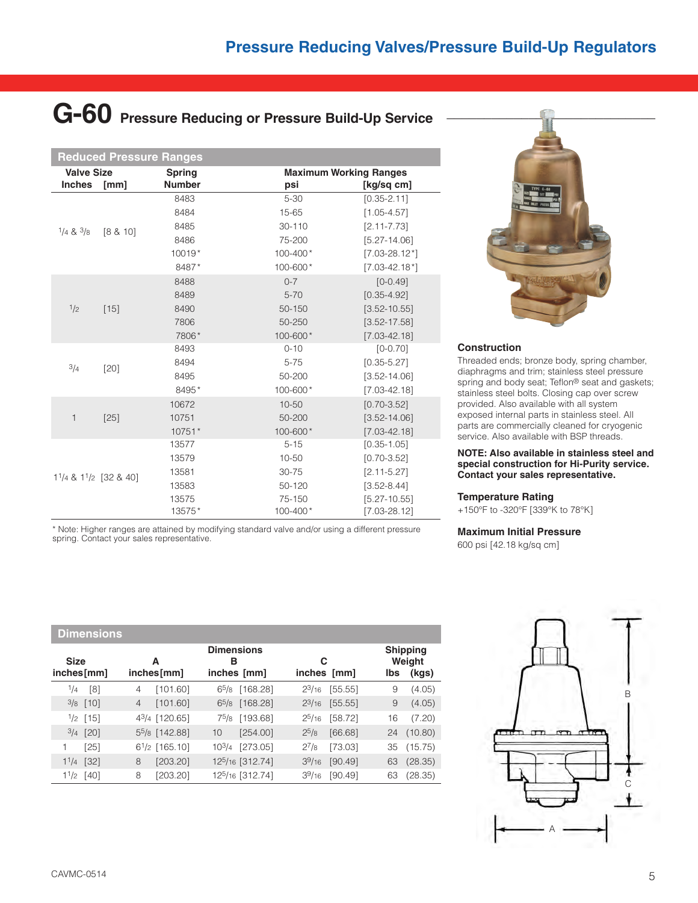# G-60 Pressure Reducing or Pressure Build-Up Service

## Reduced Pressure Ranges

| Valve Size Inches | [mm] | Spring Number | Maximum Working Ranges psi | [kg/sq cm] |
|---|---|---|---|---|
| 1/4 & 3/8 | [8 & 10] | 8483 | 5-30 | [0.35-2.11] |
| | | 8484 | 15-65 | [1.05-4.57] |
| | | 8485 | 30-110 | [2.11-7.73] |
| | | 8486 | 75-200 | [5.27-14.06] |
| | | 10019* | 100-400* | [7.03-28.12*] |
| | | 8487* | 100-600* | [7.03-42.18*] |
| 1/2 | [15] | 8488 | 0-7 | [0-0.49] |
| | | 8489 | 5-70 | [0.35-4.92] |
| | | 8490 | 50-150 | [3.52-10.55] |
| | | 7806 | 50-250 | [3.52-17.58] |
| | | 7806* | 100-600* | [7.03-42.18] |
| 3/4 | [20] | 8493 | 0-10 | [0-0.70] |
| | | 8494 | 5-75 | [0.35-5.27] |
| | | 8495 | 50-200 | [3.52-14.06] |
| | | 8495* | 100-600* | [7.03-42.18] |
| 1 | [25] | 10672 | 10-50 | [0.70-3.52] |
| | | 10751 | 50-200 | [3.52-14.06] |
| | | 10751* | 100-600* | [7.03-42.18] |
| 1 1/4 & 1 1/2 | [32 & 40] | 13577 | 5-15 | [0.35-1.05] |
| | | 13579 | 10-50 | [0.70-3.52] |
| | | 13581 | 30-75 | [2.11-5.27] |
| | | 13583 | 50-120 | [3.52-8.44] |
| | | 13575 | 75-150 | [5.27-10.55] |
| | | 13575* | 100-400* | [7.03-28.12] |

* Note: Higher ranges are attained by modifying standard valve and/or using a different pressure spring. Contact your sales representative.

### Construction

Threaded ends; bronze body, spring chamber, diaphragms and trim; stainless steel pressure spring and body seat; Teflon® seat and gaskets; stainless steel bolts. Closing cap over screw provided. Also available with all system exposed internal parts in stainless steel. All parts are commercially cleaned for cryogenic service. Also available with BSP threads.

**NOTE: Also available in stainless steel and special construction for Hi-Purity service. Contact your sales representative.**

### Temperature Rating

+150°F to -320°F [339°K to 78°K]

### Maximum Initial Pressure

600 psi [42.18 kg/sq cm]

## Dimensions

| Size inches | [mm] | A inches | [mm] | B inches | [mm] | C inches | [mm] | Shipping Weight lbs | (kgs) |
|---|---|---|---|---|---|---|---|---|---|
| 1/4 | [8] | 4 | [101.60] | 6 5/8 | [168.28] | 2 3/16 | [55.55] | 9 | (4.05) |
| 3/8 | [10] | 4 | [101.60] | 6 5/8 | [168.28] | 2 3/16 | [55.55] | 9 | (4.05) |
| 1/2 | [15] | 4 3/4 | [120.65] | 7 5/8 | [193.68] | 2 5/16 | [58.72] | 16 | (7.20) |
| 3/4 | [20] | 5 5/8 | [142.88] | 10 | [254.00] | 2 5/8 | [66.68] | 24 | (10.80) |
| 1 | [25] | 6 1/2 | [165.10] | 10 3/4 | [273.05] | 2 7/8 | [73.03] | 35 | (15.75) |
| 1 1/4 | [32] | 8 | [203.20] | 12 5/16 | [312.74] | 3 9/16 | [90.49] | 63 | (28.35) |
| 1 1/2 | [40] | 8 | [203.20] | 12 5/16 | [312.74] | 3 9/16 | [90.49] | 63 | (28.35) |

CAVMC-0514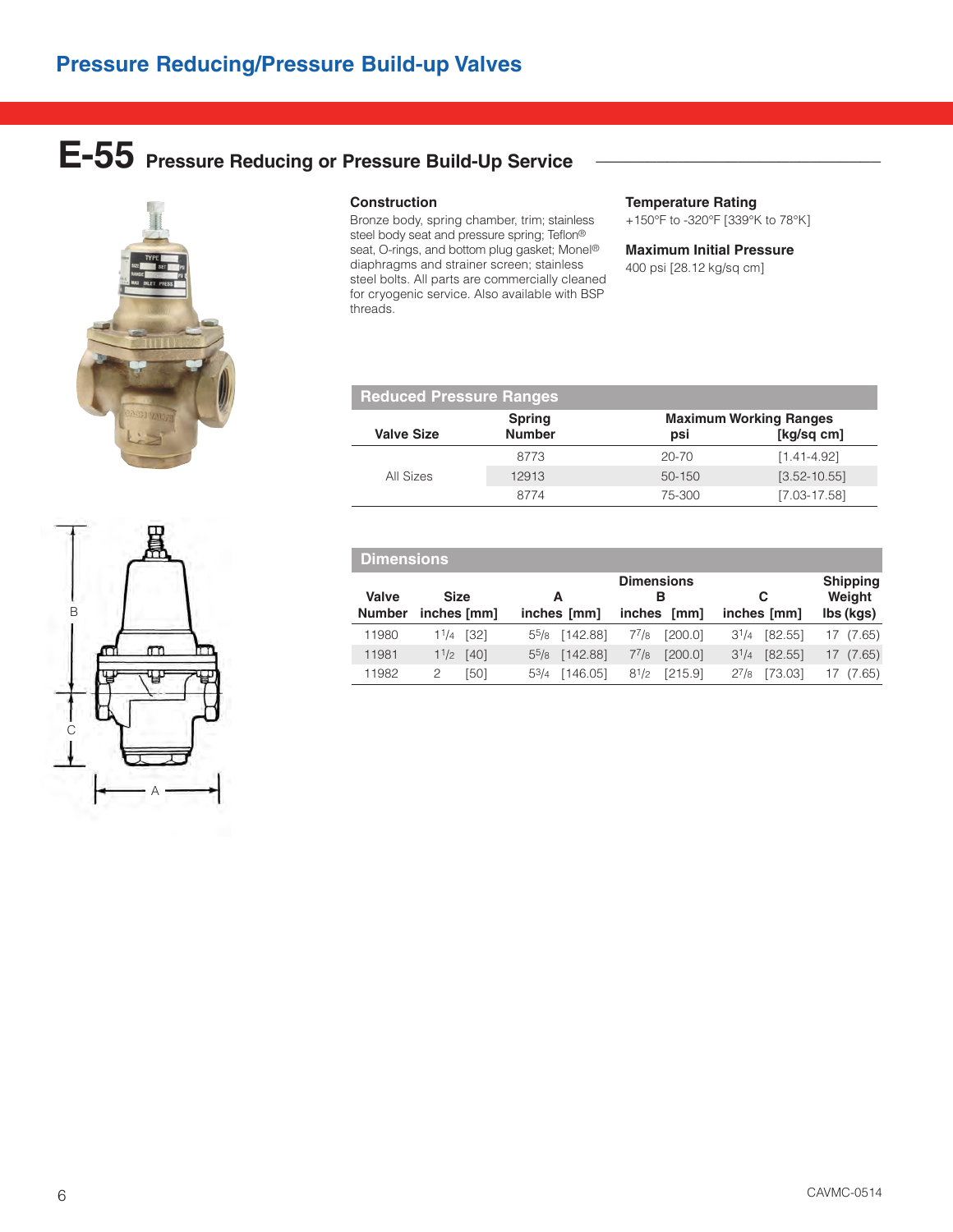# Pressure Reducing/Pressure Build-up Valves

## E-55 Pressure Reducing or Pressure Build-Up Service

### Construction

Bronze body, spring chamber, trim; stainless steel body seat and pressure spring; Teflon® seat, O-rings, and bottom plug gasket; Monel® diaphragms and strainer screen; stainless steel bolts. All parts are commercially cleaned for cryogenic service. Also available with BSP threads.

### Temperature Rating

+150°F to -320°F [339°K to 78°K]

### Maximum Initial Pressure

400 psi [28.12 kg/sq cm]

### Reduced Pressure Ranges

| Valve Size | Spring Number | Maximum Working Ranges psi | [kg/sq cm] |
|---|---|---|---|
| All Sizes | 8773 | 20-70 | [1.41-4.92] |
| | 12913 | 50-150 | [3.52-10.55] |
| | 8774 | 75-300 | [7.03-17.58] |

### Dimensions

| Valve Number | Size inches [mm] | A inches [mm] | B inches [mm] | C inches [mm] | Shipping Weight lbs (kgs) |
|---|---|---|---|---|---|
| 11980 | 1 1/4 [32] | 5 5/8 [142.88] | 7 7/8 [200.0] | 3 1/4 [82.55] | 17 (7.65) |
| 11981 | 1 1/2 [40] | 5 5/8 [142.88] | 7 7/8 [200.0] | 3 1/4 [82.55] | 17 (7.65) |
| 11982 | 2 [50] | 5 3/4 [146.05] | 8 1/2 [215.9] | 2 7/8 [73.03] | 17 (7.65) |

CAVMC-0514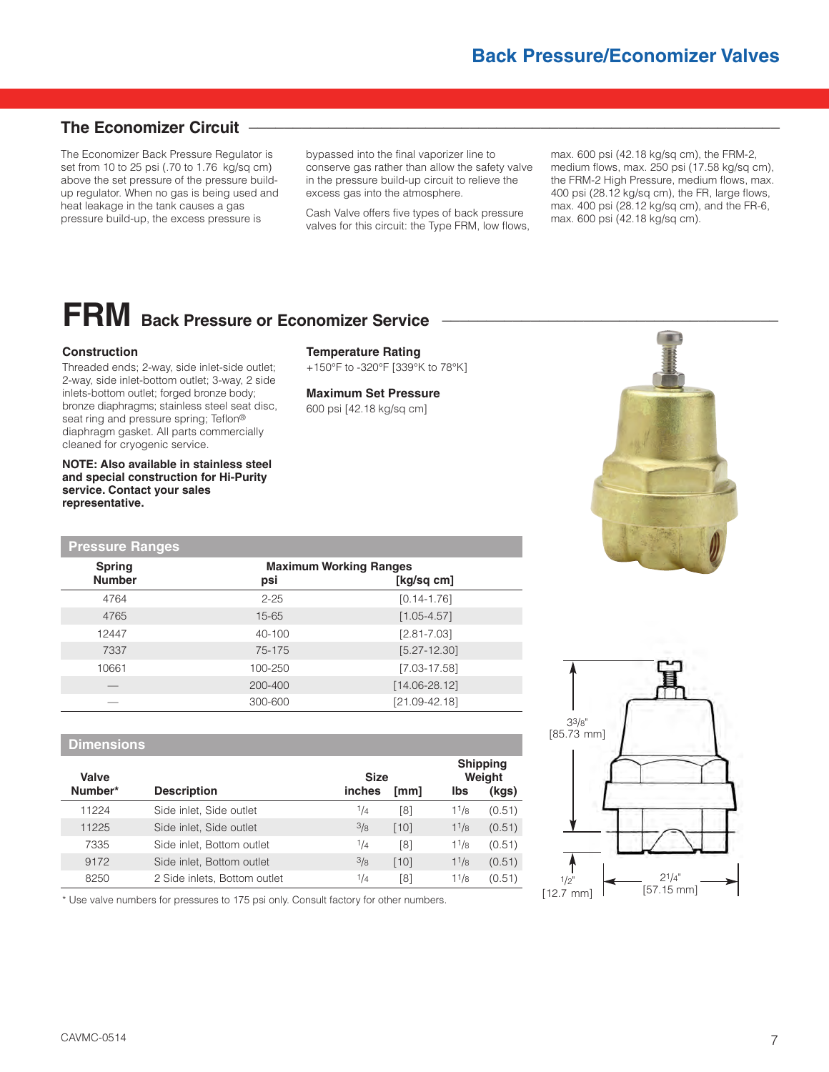## The Economizer Circuit

The Economizer Back Pressure Regulator is set from 10 to 25 psi (.70 to 1.76 kg/sq cm) above the set pressure of the pressure build-up regulator. When no gas is being used and heat leakage in the tank causes a gas pressure build-up, the excess pressure is bypassed into the final vaporizer line to conserve gas rather than allow the safety valve in the pressure build-up circuit to relieve the excess gas into the atmosphere.

Cash Valve offers five types of back pressure valves for this circuit: the Type FRM, low flows, max. 600 psi (42.18 kg/sq cm), the FRM-2, medium flows, max. 250 psi (17.58 kg/sq cm), the FRM-2 High Pressure, medium flows, max. 400 psi (28.12 kg/sq cm), the FR, large flows, max. 400 psi (28.12 kg/sq cm), and the FR-6, max. 600 psi (42.18 kg/sq cm).

# FRM Back Pressure or Economizer Service

### Construction

Threaded ends; 2-way, side inlet-side outlet; 2-way, side inlet-bottom outlet; 3-way, 2 side inlets-bottom outlet; forged bronze body; bronze diaphragms; stainless steel seat disc, seat ring and pressure spring; Teflon® diaphragm gasket. All parts commercially cleaned for cryogenic service.

**NOTE: Also available in stainless steel and special construction for Hi-Purity service. Contact your sales representative.**

### Temperature Rating

+150°F to -320°F [339°K to 78°K]

### Maximum Set Pressure

600 psi [42.18 kg/sq cm]

### Pressure Ranges

| Spring Number | Maximum Working Ranges psi | [kg/sq cm] |
|---|---|---|
| 4764 | 2-25 | [0.14-1.76] |
| 4765 | 15-65 | [1.05-4.57] |
| 12447 | 40-100 | [2.81-7.03] |
| 7337 | 75-175 | [5.27-12.30] |
| 10661 | 100-250 | [7.03-17.58] |
| — | 200-400 | [14.06-28.12] |
| — | 300-600 | [21.09-42.18] |

### Dimensions

| Valve Number* | Description | Size inches | [mm] | Shipping Weight lbs | (kgs) |
|---|---|---|---|---|---|
| 11224 | Side inlet, Side outlet | 1/4 | [8] | 1 1/8 | (0.51) |
| 11225 | Side inlet, Side outlet | 3/8 | [10] | 1 1/8 | (0.51) |
| 7335 | Side inlet, Bottom outlet | 1/4 | [8] | 1 1/8 | (0.51) |
| 9172 | Side inlet, Bottom outlet | 3/8 | [10] | 1 1/8 | (0.51) |
| 8250 | 2 Side inlets, Bottom outlet | 1/4 | [8] | 1 1/8 | (0.51) |

\* Use valve numbers for pressures to 175 psi only. Consult factory for other numbers.

3 3/8" [85.73 mm]

1/2" [12.7 mm]

2 1/4" [57.15 mm]

CAVMC-0514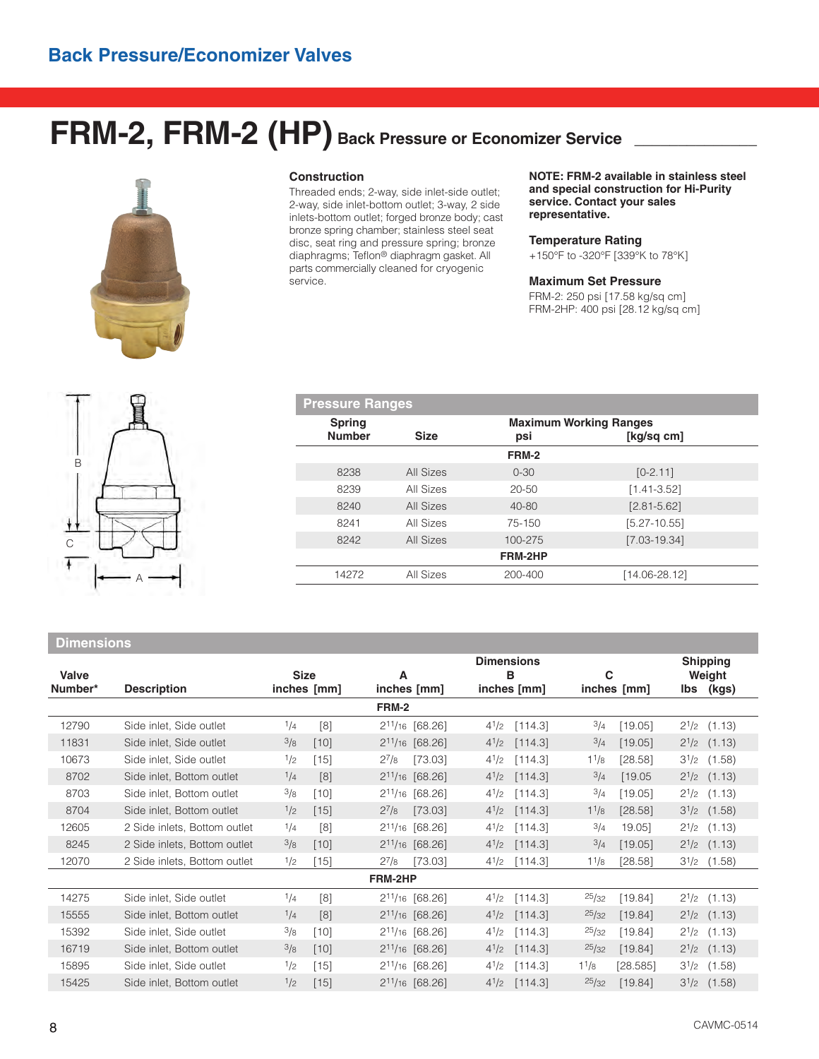## Back Pressure/Economizer Valves

# FRM-2, FRM-2 (HP) Back Pressure or Economizer Service

### Construction

Threaded ends; 2-way, side inlet-side outlet; 2-way, side inlet-bottom outlet; 3-way, 2 side inlets-bottom outlet; forged bronze body; cast bronze spring chamber; stainless steel seat disc, seat ring and pressure spring; bronze diaphragms; Teflon® diaphragm gasket. All parts commercially cleaned for cryogenic service.

**NOTE: FRM-2 available in stainless steel and special construction for Hi-Purity service. Contact your sales representative.**

### Temperature Rating

+150°F to -320°F [339°K to 78°K]

### Maximum Set Pressure

FRM-2: 250 psi [17.58 kg/sq cm]
FRM-2HP: 400 psi [28.12 kg/sq cm]

### Pressure Ranges

| Spring Number | Size | Maximum Working Ranges psi | [kg/sq cm] |
|---|---|---|---|
| | | **FRM-2** | |
| 8238 | All Sizes | 0-30 | [0-2.11] |
| 8239 | All Sizes | 20-50 | [1.41-3.52] |
| 8240 | All Sizes | 40-80 | [2.81-5.62] |
| 8241 | All Sizes | 75-150 | [5.27-10.55] |
| 8242 | All Sizes | 100-275 | [7.03-19.34] |
| | | **FRM-2HP** | |
| 14272 | All Sizes | 200-400 | [14.06-28.12] |

### Dimensions

| Valve Number* | Description | Size inches [mm] | A inches [mm] | B inches [mm] | C inches [mm] | Shipping Weight lbs (kgs) |
|---|---|---|---|---|---|---|
| | | | **FRM-2** | | | |
| 12790 | Side inlet, Side outlet | 1/4 [8] | 2 11/16 [68.26] | 4 1/2 [114.3] | 3/4 [19.05] | 2 1/2 (1.13) |
| 11831 | Side inlet, Side outlet | 3/8 [10] | 2 11/16 [68.26] | 4 1/2 [114.3] | 3/4 [19.05] | 2 1/2 (1.13) |
| 10673 | Side inlet, Side outlet | 1/2 [15] | 2 7/8 [73.03] | 4 1/2 [114.3] | 1 1/8 [28.58] | 3 1/2 (1.58) |
| 8702 | Side inlet, Bottom outlet | 1/4 [8] | 2 11/16 [68.26] | 4 1/2 [114.3] | 3/4 [19.05 | 2 1/2 (1.13) |
| 8703 | Side inlet, Bottom outlet | 3/8 [10] | 2 11/16 [68.26] | 4 1/2 [114.3] | 3/4 [19.05] | 2 1/2 (1.13) |
| 8704 | Side inlet, Bottom outlet | 1/2 [15] | 2 7/8 [73.03] | 4 1/2 [114.3] | 1 1/8 [28.58] | 3 1/2 (1.58) |
| 12605 | 2 Side inlets, Bottom outlet | 1/4 [8] | 2 11/16 [68.26] | 4 1/2 [114.3] | 3/4 19.05] | 2 1/2 (1.13) |
| 8245 | 2 Side inlets, Bottom outlet | 3/8 [10] | 2 11/16 [68.26] | 4 1/2 [114.3] | 3/4 [19.05] | 2 1/2 (1.13) |
| 12070 | 2 Side inlets, Bottom outlet | 1/2 [15] | 2 7/8 [73.03] | 4 1/2 [114.3] | 1 1/8 [28.58] | 3 1/2 (1.58) |
| | | | **FRM-2HP** | | | |
| 14275 | Side inlet, Side outlet | 1/4 [8] | 2 11/16 [68.26] | 4 1/2 [114.3] | 25/32 [19.84] | 2 1/2 (1.13) |
| 15555 | Side inlet, Bottom outlet | 1/4 [8] | 2 11/16 [68.26] | 4 1/2 [114.3] | 25/32 [19.84] | 2 1/2 (1.13) |
| 15392 | Side inlet, Side outlet | 3/8 [10] | 2 11/16 [68.26] | 4 1/2 [114.3] | 25/32 [19.84] | 2 1/2 (1.13) |
| 16719 | Side inlet, Bottom outlet | 3/8 [10] | 2 11/16 [68.26] | 4 1/2 [114.3] | 25/32 [19.84] | 2 1/2 (1.13) |
| 15895 | Side inlet, Side outlet | 1/2 [15] | 2 11/16 [68.26] | 4 1/2 [114.3] | 1 1/8 [28.585] | 3 1/2 (1.58) |
| 15425 | Side inlet, Bottom outlet | 1/2 [15] | 2 11/16 [68.26] | 4 1/2 [114.3] | 25/32 [19.84] | 3 1/2 (1.58) |

CAVMC-0514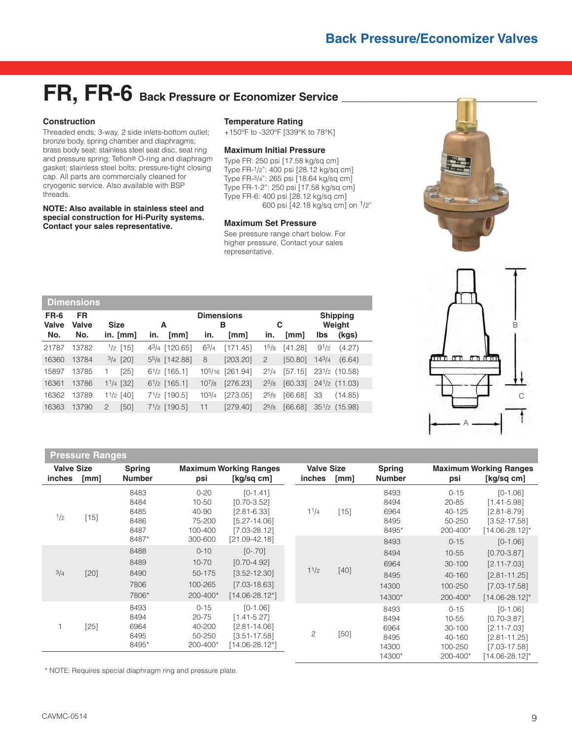# FR, FR-6 Back Pressure or Economizer Service

### Construction

Threaded ends; 3-way, 2 side inlets-bottom outlet; bronze body, spring chamber and diaphragms; brass body seat; stainless steel seat disc, seat ring and pressure spring; Teflon® O-ring and diaphragm gasket; stainless steel bolts; pressure-tight closing cap. All parts are commercially cleaned for cryogenic service. Also available with BSP threads.

**NOTE: Also available in stainless steel and special construction for Hi-Purity systems. Contact your sales representative.**

### Temperature Rating

+150°F to -320°F [339°K to 78°K]

### Maximum Initial Pressure

Type FR: 250 psi [17.58 kg/sq cm]
Type FR-1/2": 400 psi [28.12 kg/sq cm]
Type FR-3/4": 265 psi [18.64 kg/sq cm]
Type FR-1-2": 250 psi [17.58 kg/sq cm]
Type FR-6: 400 psi [28.12 kg/sq cm]
600 psi [42.18 kg/sq cm] on 1/2"

### Maximum Set Pressure

See pressure range chart below. For higher pressure, Contact your sales representative.

## Dimensions

| FR-6 Valve No. | FR Valve No. | Size in. | Size [mm] | A in. | A [mm] | B in. | B [mm] | C in. | C [mm] | Shipping Weight lbs | Shipping Weight (kgs) |
|---|---|---|---|---|---|---|---|---|---|---|---|
| 21787 | 13782 | 1/2 | [15] | 4 3/4 | [120.65] | 6 3/4 | [171.45] | 1 5/8 | [41.28] | 9 1/2 | (4.27) |
| 16360 | 13784 | 3/4 | [20] | 5 5/8 | [142.88] | 8 | [203.20] | 2 | [50.80] | 14 3/4 | (6.64) |
| 15897 | 13785 | 1 | [25] | 6 1/2 | [165.1] | 10 5/16 | [261.94] | 2 1/4 | [57.15] | 23 1/2 | (10.58) |
| 16361 | 13786 | 1 1/4 | [32] | 6 1/2 | [165.1] | 10 7/8 | [276.23] | 2 3/8 | [60.33] | 24 1/2 | (11.03) |
| 16362 | 13789 | 1 1/2 | [40] | 7 1/2 | [190.5] | 10 3/4 | [273.05] | 2 5/8 | [66.68] | 33 | (14.85) |
| 16363 | 13790 | 2 | [50] | 7 1/2 | [190.5] | 11 | [279.40] | 2 5/8 | [66.68] | 35 1/2 | (15.98) |

## Pressure Ranges

| Valve Size inches | Valve Size [mm] | Spring Number | Maximum Working Ranges psi | Maximum Working Ranges [kg/sq cm] |
|---|---|---|---|---|
| 1/2 | [15] | 8483 | 0-20 | [0-1.41] |
| | | 8484 | 10-50 | [0.70-3.52] |
| | | 8485 | 40-90 | [2.81-6.33] |
| | | 8486 | 75-200 | [5.27-14.06] |
| | | 8487 | 100-400 | [7.03-28.12] |
| | | 8487* | 300-600 | [21.09-42.18] |
| 3/4 | [20] | 8488 | 0-10 | [0-.70] |
| | | 8489 | 10-70 | [0.70-4.92] |
| | | 8490 | 50-175 | [3.52-12.30] |
| | | 7806 | 100-265 | [7.03-18.63] |
| | | 7806* | 200-400* | [14.06-28.12*] |
| 1 | [25] | 8493 | 0-15 | [0-1.06] |
| | | 8494 | 20-75 | [1.41-5.27] |
| | | 6964 | 40-200 | [2.81-14.06] |
| | | 8495 | 50-250 | [3.51-17.58] |
| | | 8495* | 200-400* | [14.06-28.12*] |
| 1 1/4 | [15] | 8493 | 0-15 | [0-1.06] |
| | | 8494 | 20-85 | [1.41-5.98] |
| | | 6964 | 40-125 | [2.81-8.79] |
| | | 8495 | 50-250 | [3.52-17.58] |
| | | 8495* | 200-400* | [14.06-28.12]* |
| 1 1/2 | [40] | 8493 | 0-15 | [0-1.06] |
| | | 8494 | 10-55 | [0.70-3.87] |
| | | 6964 | 30-100 | [2.11-7.03] |
| | | 8495 | 40-160 | [2.81-11.25] |
| | | 14300 | 100-250 | [7.03-17.58] |
| | | 14300* | 200-400* | [14.06-28.12]* |
| 2 | [50] | 8493 | 0-15 | [0-1.06] |
| | | 8494 | 10-55 | [0.70-3.87] |
| | | 6964 | 30-100 | [2.11-7.03] |
| | | 8495 | 40-160 | [2.81-11.25] |
| | | 14300 | 100-250 | [7.03-17.58] |
| | | 14300* | 200-400* | [14.06-28.12]* |

* NOTE: Requires special diaphragm ring and pressure plate.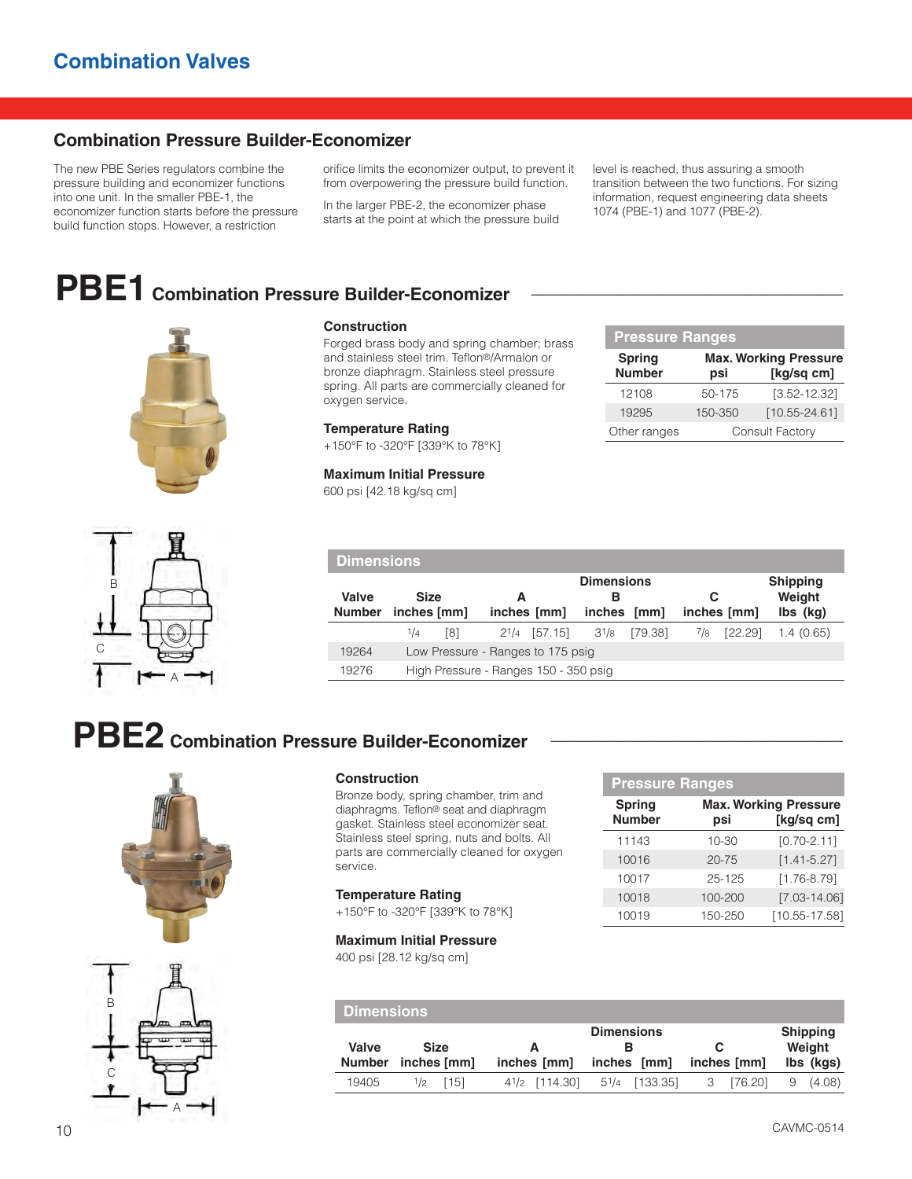# Combination Valves

## Combination Pressure Builder-Economizer

The new PBE Series regulators combine the pressure building and economizer functions into one unit. In the smaller PBE-1, the economizer function starts before the pressure build function stops. However, a restriction orifice limits the economizer output, to prevent it from overpowering the pressure build function.

In the larger PBE-2, the economizer phase starts at the point at which the pressure build level is reached, thus assuring a smooth transition between the two functions. For sizing information, request engineering data sheets 1074 (PBE-1) and 1077 (PBE-2).

## PBE1 Combination Pressure Builder-Economizer

### Construction

Forged brass body and spring chamber; brass and stainless steel trim. Teflon®/Armalon or bronze diaphragm. Stainless steel pressure spring. All parts are commercially cleaned for oxygen service.

### Temperature Rating

+150°F to -320°F [339°K to 78°K]

### Maximum Initial Pressure

600 psi [42.18 kg/sq cm]

**Pressure Ranges**

| Spring Number | Max. Working Pressure psi | [kg/sq cm] |
|---|---|---|
| 12108 | 50-175 | [3.52-12.32] |
| 19295 | 150-350 | [10.55-24.61] |
| Other ranges | Consult Factory | |

**Dimensions**

| Valve Number | Size inches | [mm] | A inches | [mm] | B inches | [mm] | C inches | [mm] | Shipping Weight lbs (kg) |
|---|---|---|---|---|---|---|---|---|---|
| | 1/4 | [8] | 2 1/4 | [57.15] | 3 1/8 | [79.38] | 7/8 | [22.29] | 1.4 (0.65) |
| 19264 | Low Pressure - Ranges to 175 psig | | | | | | | | |
| 19276 | High Pressure - Ranges 150 - 350 psig | | | | | | | | |

## PBE2 Combination Pressure Builder-Economizer

### Construction

Bronze body, spring chamber, trim and diaphragms. Teflon® seat and diaphragm gasket. Stainless steel economizer seat. Stainless steel spring, nuts and bolts. All parts are commercially cleaned for oxygen service.

### Temperature Rating

+150°F to -320°F [339°K to 78°K]

### Maximum Initial Pressure

400 psi [28.12 kg/sq cm]

**Pressure Ranges**

| Spring Number | Max. Working Pressure psi | [kg/sq cm] |
|---|---|---|
| 11143 | 10-30 | [0.70-2.11] |
| 10016 | 20-75 | [1.41-5.27] |
| 10017 | 25-125 | [1.76-8.79] |
| 10018 | 100-200 | [7.03-14.06] |
| 10019 | 150-250 | [10.55-17.58] |

**Dimensions**

| Valve Number | Size inches | [mm] | A inches | [mm] | B inches | [mm] | C inches | [mm] | Shipping Weight lbs (kgs) |
|---|---|---|---|---|---|---|---|---|---|
| 19405 | 1/2 | [15] | 4 1/2 | [114.30] | 5 1/4 | [133.35] | 3 | [76.20] | 9 (4.08) |

CAVMC-0514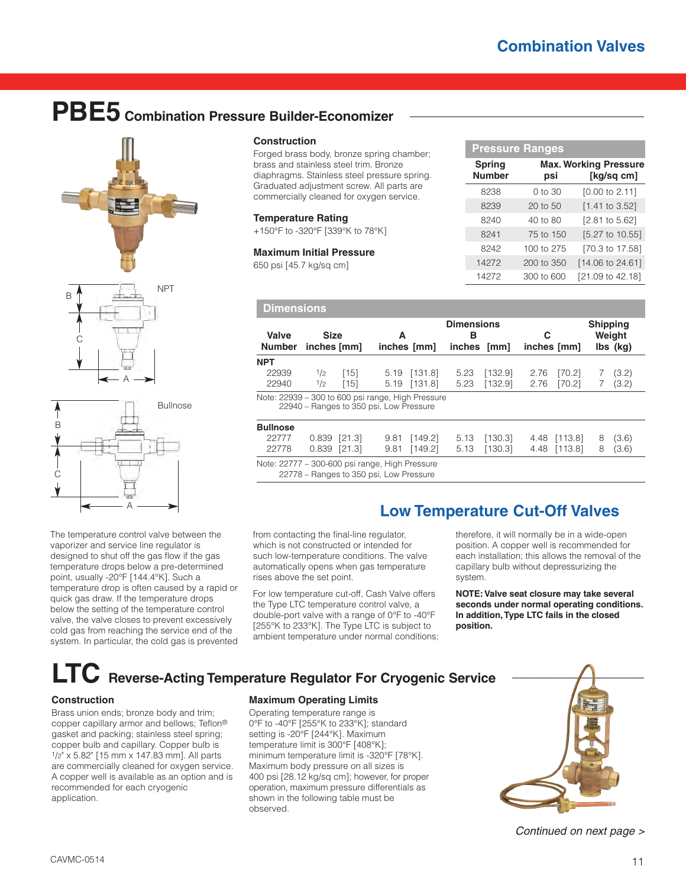## Combination Valves

# PBE5 Combination Pressure Builder-Economizer

### Construction

Forged brass body, bronze spring chamber; brass and stainless steel trim. Bronze diaphragms. Stainless steel pressure spring. Graduated adjustment screw. All parts are commercially cleaned for oxygen service.

### Temperature Rating

+150°F to -320°F [339°K to 78°K]

### Maximum Initial Pressure

650 psi [45.7 kg/sq cm]

**Pressure Ranges**

| Spring Number | Max. Working Pressure psi | [kg/sq cm] |
|---|---|---|
| 8238 | 0 to 30 | [0.00 to 2.11] |
| 8239 | 20 to 50 | [1.41 to 3.52] |
| 8240 | 40 to 80 | [2.81 to 5.62] |
| 8241 | 75 to 150 | [5.27 to 10.55] |
| 8242 | 100 to 275 | [70.3 to 17.58] |
| 14272 | 200 to 350 | [14.06 to 24.61] |
| 14272 | 300 to 600 | [21.09 to 42.18] |

**Dimensions**

| Valve Number | Size inches [mm] | A inches [mm] | B inches [mm] | C inches [mm] | Shipping Weight lbs (kg) |
|---|---|---|---|---|---|
| **NPT** | | | | | |
| 22939 | 1/2 [15] | 5.19 [131.8] | 5.23 [132.9] | 2.76 [70.2] | 7 (3.2) |
| 22940 | 1/2 [15] | 5.19 [131.8] | 5.23 [132.9] | 2.76 [70.2] | 7 (3.2) |
| **Bullnose** | | | | | |
| 22777 | 0.839 [21.3] | 9.81 [149.2] | 5.13 [130.3] | 4.48 [113.8] | 8 (3.6) |
| 22778 | 0.839 [21.3] | 9.81 [149.2] | 5.13 [130.3] | 4.48 [113.8] | 8 (3.6) |

Note (NPT): 22939 – 300 to 600 psi range, High Pressure; 22940 – Ranges to 350 psi, Low Pressure

Note (Bullnose): 22777 – 300-600 psi range, High Pressure; 22778 – Ranges to 350 psi, Low Pressure

## Low Temperature Cut-Off Valves

The temperature control valve between the vaporizer and service line regulator is designed to shut off the gas flow if the gas temperature drops below a pre-determined point, usually -20°F [144.4°K]. Such a temperature drop is often caused by a rapid or quick gas draw. If the temperature drops below the setting of the temperature control valve, the valve closes to prevent excessively cold gas from reaching the service end of the system. In particular, the cold gas is prevented from contacting the final-line regulator, which is not constructed or intended for such low-temperature conditions. The valve automatically opens when gas temperature rises above the set point.

For low temperature cut-off, Cash Valve offers the Type LTC temperature control valve, a double-port valve with a range of 0°F to -40°F [255°K to 233°K]. The Type LTC is subject to ambient temperature under normal conditions; therefore, it will normally be in a wide-open position. A copper well is recommended for each installation; this allows the removal of the capillary bulb without depressurizing the system.

**NOTE: Valve seat closure may take several seconds under normal operating conditions. In addition, Type LTC fails in the closed position.**

# LTC Reverse-Acting Temperature Regulator For Cryogenic Service

### Construction

Brass union ends; bronze body and trim; copper capillary armor and bellows; Teflon® gasket and packing; stainless steel spring; copper bulb and capillary. Copper bulb is 1/2" x 5.82" [15 mm x 147.83 mm]. All parts are commercially cleaned for oxygen service. A copper well is available as an option and is recommended for each cryogenic application.

### Maximum Operating Limits

Operating temperature range is 0°F to -40°F [255°K to 233°K]; standard setting is -20°F [244°K]. Maximum temperature limit is 300°F [408°K]; minimum temperature limit is -320°F [78°K]. Maximum body pressure on all sizes is 400 psi [28.12 kg/sq cm]; however, for proper operation, maximum pressure differentials as shown in the following table must be observed.

*Continued on next page >*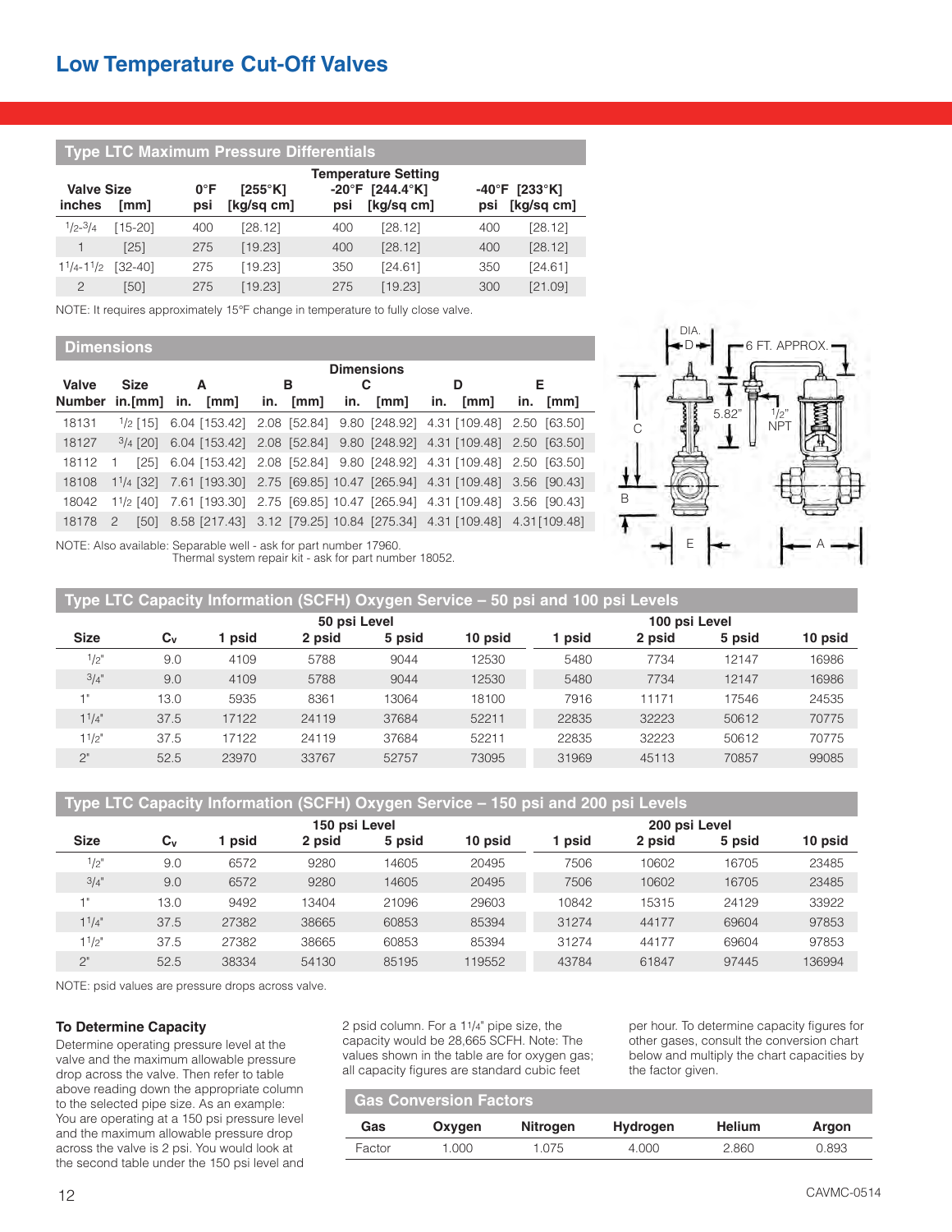# Low Temperature Cut-Off Valves

## Type LTC Maximum Pressure Differentials

| Valve Size | | Temperature Setting | | | | | |
|---|---|---|---|---|---|---|---|
| | | 0°F | [255°K] | -20°F | [244.4°K] | -40°F | [233°K] |
| inches | [mm] | psi | [kg/sq cm] | psi | [kg/sq cm] | psi | [kg/sq cm] |
| 1/2-3/4 | [15-20] | 400 | [28.12] | 400 | [28.12] | 400 | [28.12] |
| 1 | [25] | 275 | [19.23] | 400 | [28.12] | 400 | [28.12] |
| 1 1/4-1 1/2 | [32-40] | 275 | [19.23] | 350 | [24.61] | 350 | [24.61] |
| 2 | [50] | 275 | [19.23] | 275 | [19.23] | 300 | [21.09] |

NOTE: It requires approximately 15°F change in temperature to fully close valve.

## Dimensions

| Valve Number | Size in.[mm] | A in. | A [mm] | B in. | B [mm] | C in. | C [mm] | D in. | D [mm] | E in. | E [mm] |
|---|---|---|---|---|---|---|---|---|---|---|---|
| 18131 | 1/2 [15] | 6.04 | [153.42] | 2.08 | [52.84] | 9.80 | [248.92] | 4.31 | [109.48] | 2.50 | [63.50] |
| 18127 | 3/4 [20] | 6.04 | [153.42] | 2.08 | [52.84] | 9.80 | [248.92] | 4.31 | [109.48] | 2.50 | [63.50] |
| 18112 | 1 [25] | 6.04 | [153.42] | 2.08 | [52.84] | 9.80 | [248.92] | 4.31 | [109.48] | 2.50 | [63.50] |
| 18108 | 1 1/4 [32] | 7.61 | [193.30] | 2.75 | [69.85] | 10.47 | [265.94] | 4.31 | [109.48] | 3.56 | [90.43] |
| 18042 | 1 1/2 [40] | 7.61 | [193.30] | 2.75 | [69.85] | 10.47 | [265.94] | 4.31 | [109.48] | 3.56 | [90.43] |
| 18178 | 2 [50] | 8.58 | [217.43] | 3.12 | [79.25] | 10.84 | [275.34] | 4.31 | [109.48] | 4.31 | [109.48] |

NOTE: Also available: Separable well - ask for part number 17960.
Thermal system repair kit - ask for part number 18052.

DIA. D — 6 FT. APPROX. — 5.82" — 1/2" NPT — C — B — E — A

## Type LTC Capacity Information (SCFH) Oxygen Service – 50 psi and 100 psi Levels

| Size | $C_v$ | 50 psi Level 1 psid | 2 psid | 5 psid | 10 psid | 100 psi Level 1 psid | 2 psid | 5 psid | 10 psid |
|---|---|---|---|---|---|---|---|---|---|
| 1/2" | 9.0 | 4109 | 5788 | 9044 | 12530 | 5480 | 7734 | 12147 | 16986 |
| 3/4" | 9.0 | 4109 | 5788 | 9044 | 12530 | 5480 | 7734 | 12147 | 16986 |
| 1" | 13.0 | 5935 | 8361 | 13064 | 18100 | 7916 | 11171 | 17546 | 24535 |
| 1 1/4" | 37.5 | 17122 | 24119 | 37684 | 52211 | 22835 | 32223 | 50612 | 70775 |
| 1 1/2" | 37.5 | 17122 | 24119 | 37684 | 52211 | 22835 | 32223 | 50612 | 70775 |
| 2" | 52.5 | 23970 | 33767 | 52757 | 73095 | 31969 | 45113 | 70857 | 99085 |

## Type LTC Capacity Information (SCFH) Oxygen Service – 150 psi and 200 psi Levels

| Size | $C_v$ | 150 psi Level 1 psid | 2 psid | 5 psid | 10 psid | 200 psi Level 1 psid | 2 psid | 5 psid | 10 psid |
|---|---|---|---|---|---|---|---|---|---|
| 1/2" | 9.0 | 6572 | 9280 | 14605 | 20495 | 7506 | 10602 | 16705 | 23485 |
| 3/4" | 9.0 | 6572 | 9280 | 14605 | 20495 | 7506 | 10602 | 16705 | 23485 |
| 1" | 13.0 | 9492 | 13404 | 21096 | 29603 | 10842 | 15315 | 24129 | 33922 |
| 1 1/4" | 37.5 | 27382 | 38665 | 60853 | 85394 | 31274 | 44177 | 69604 | 97853 |
| 1 1/2" | 37.5 | 27382 | 38665 | 60853 | 85394 | 31274 | 44177 | 69604 | 97853 |
| 2" | 52.5 | 38334 | 54130 | 85195 | 119552 | 43784 | 61847 | 97445 | 136994 |

NOTE: psid values are pressure drops across valve.

### To Determine Capacity

Determine operating pressure level at the valve and the maximum allowable pressure drop across the valve. Then refer to table above reading down the appropriate column to the selected pipe size. As an example: You are operating at a 150 psi pressure level and the maximum allowable pressure drop across the valve is 2 psi. You would look at the second table under the 150 psi level and 2 psid column. For a 1 1/4" pipe size, the capacity would be 28,665 SCFH. Note: The values shown in the table are for oxygen gas; all capacity figures are standard cubic feet per hour. To determine capacity figures for other gases, consult the conversion chart below and multiply the chart capacities by the factor given.

## Gas Conversion Factors

| Gas | Oxygen | Nitrogen | Hydrogen | Helium | Argon |
|---|---|---|---|---|---|
| Factor | 1.000 | 1.075 | 4.000 | 2.860 | 0.893 |

CAVMC-0514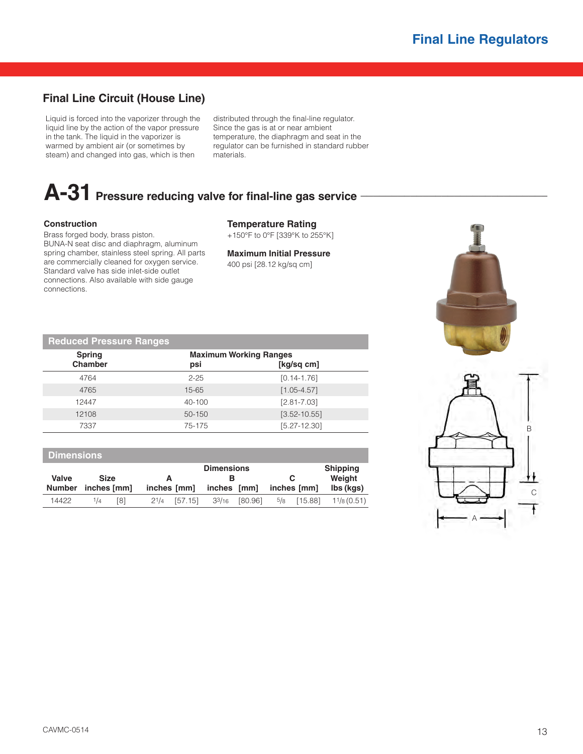## Final Line Circuit (House Line)

Liquid is forced into the vaporizer through the liquid line by the action of the vapor pressure in the tank. The liquid in the vaporizer is warmed by ambient air (or sometimes by steam) and changed into gas, which is then distributed through the final-line regulator. Since the gas is at or near ambient temperature, the diaphragm and seat in the regulator can be furnished in standard rubber materials.

# A-31 Pressure reducing valve for final-line gas service

### Construction

Brass forged body, brass piston.
BUNA-N seat disc and diaphragm, aluminum spring chamber, stainless steel spring. All parts are commercially cleaned for oxygen service. Standard valve has side inlet-side outlet connections. Also available with side gauge connections.

### Temperature Rating

+150°F to 0°F [339°K to 255°K]

### Maximum Initial Pressure

400 psi [28.12 kg/sq cm]

**Reduced Pressure Ranges**

| Spring Chamber | Maximum Working Ranges psi | [kg/sq cm] |
|---|---|---|
| 4764 | 2-25 | [0.14-1.76] |
| 4765 | 15-65 | [1.05-4.57] |
| 12447 | 40-100 | [2.81-7.03] |
| 12108 | 50-150 | [3.52-10.55] |
| 7337 | 75-175 | [5.27-12.30] |

**Dimensions**

| Valve Number | Size inches | [mm] | A inches | [mm] | B inches | [mm] | C inches | [mm] | Shipping Weight lbs (kgs) |
|---|---|---|---|---|---|---|---|---|---|
| 14422 | 1/4 | [8] | 2 1/4 | [57.15] | 3 3/16 | [80.96] | 5/8 | [15.88] | 1 1/8 (0.51) |

CAVMC-0514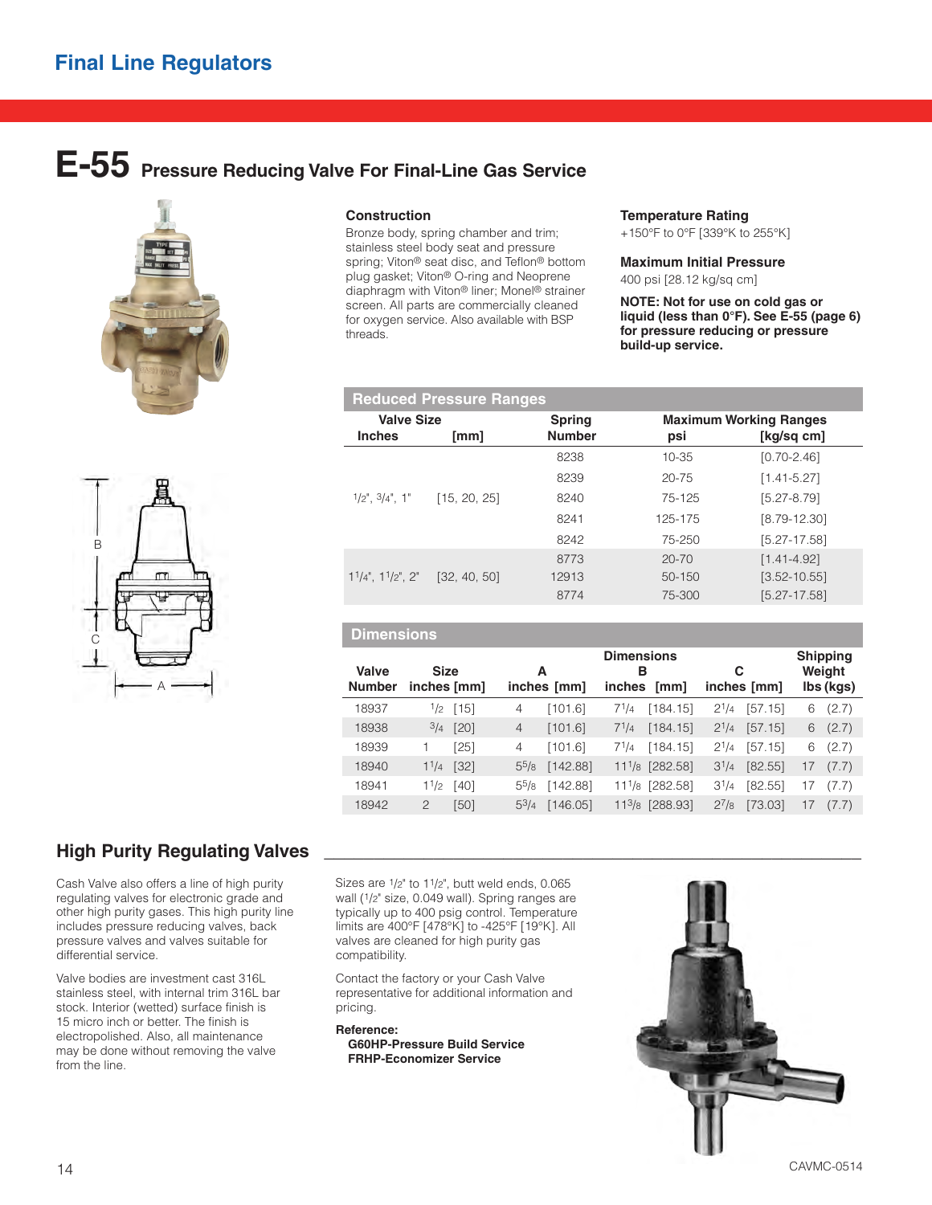## Final Line Regulators

# E-55 Pressure Reducing Valve For Final-Line Gas Service

### Construction

Bronze body, spring chamber and trim; stainless steel body seat and pressure spring; Viton® seat disc, and Teflon® bottom plug gasket; Viton® O-ring and Neoprene diaphragm with Viton® liner; Monel® strainer screen. All parts are commercially cleaned for oxygen service. Also available with BSP threads.

### Temperature Rating

+150°F to 0°F [339°K to 255°K]

### Maximum Initial Pressure

400 psi [28.12 kg/sq cm]

**NOTE: Not for use on cold gas or liquid (less than 0°F). See E-55 (page 6) for pressure reducing or pressure build-up service.**

### Reduced Pressure Ranges

| Valve Size Inches | [mm] | Spring Number | Maximum Working Ranges psi | [kg/sq cm] |
|---|---|---|---|---|
| 1/2", 3/4", 1" | [15, 20, 25] | 8238 | 10-35 | [0.70-2.46] |
| | | 8239 | 20-75 | [1.41-5.27] |
| | | 8240 | 75-125 | [5.27-8.79] |
| | | 8241 | 125-175 | [8.79-12.30] |
| | | 8242 | 75-250 | [5.27-17.58] |
| 1 1/4", 1 1/2", 2" | [32, 40, 50] | 8773 | 20-70 | [1.41-4.92] |
| | | 12913 | 50-150 | [3.52-10.55] |
| | | 8774 | 75-300 | [5.27-17.58] |

### Dimensions

| Valve Number | Size inches [mm] | A inches [mm] | B inches [mm] | C inches [mm] | Shipping Weight lbs (kgs) |
|---|---|---|---|---|---|
| 18937 | 1/2 [15] | 4 [101.6] | 7 1/4 [184.15] | 2 1/4 [57.15] | 6 (2.7) |
| 18938 | 3/4 [20] | 4 [101.6] | 7 1/4 [184.15] | 2 1/4 [57.15] | 6 (2.7) |
| 18939 | 1 [25] | 4 [101.6] | 7 1/4 [184.15] | 2 1/4 [57.15] | 6 (2.7) |
| 18940 | 1 1/4 [32] | 5 5/8 [142.88] | 11 1/8 [282.58] | 3 1/4 [82.55] | 17 (7.7) |
| 18941 | 1 1/2 [40] | 5 5/8 [142.88] | 11 1/8 [282.58] | 3 1/4 [82.55] | 17 (7.7) |
| 18942 | 2 [50] | 5 3/4 [146.05] | 11 3/8 [288.93] | 2 7/8 [73.03] | 17 (7.7) |

## High Purity Regulating Valves

Cash Valve also offers a line of high purity regulating valves for electronic grade and other high purity gases. This high purity line includes pressure reducing valves, back pressure valves and valves suitable for differential service.

Valve bodies are investment cast 316L stainless steel, with internal trim 316L bar stock. Interior (wetted) surface finish is 15 micro inch or better. The finish is electropolished. Also, all maintenance may be done without removing the valve from the line.

Sizes are 1/2" to 1 1/2", butt weld ends, 0.065 wall (1/2" size, 0.049 wall). Spring ranges are typically up to 400 psig control. Temperature limits are 400°F [478°K] to -425°F [19°K]. All valves are cleaned for high purity gas compatibility.

Contact the factory or your Cash Valve representative for additional information and pricing.

**Reference:**
**G60HP-Pressure Build Service**
**FRHP-Economizer Service**

CAVMC-0514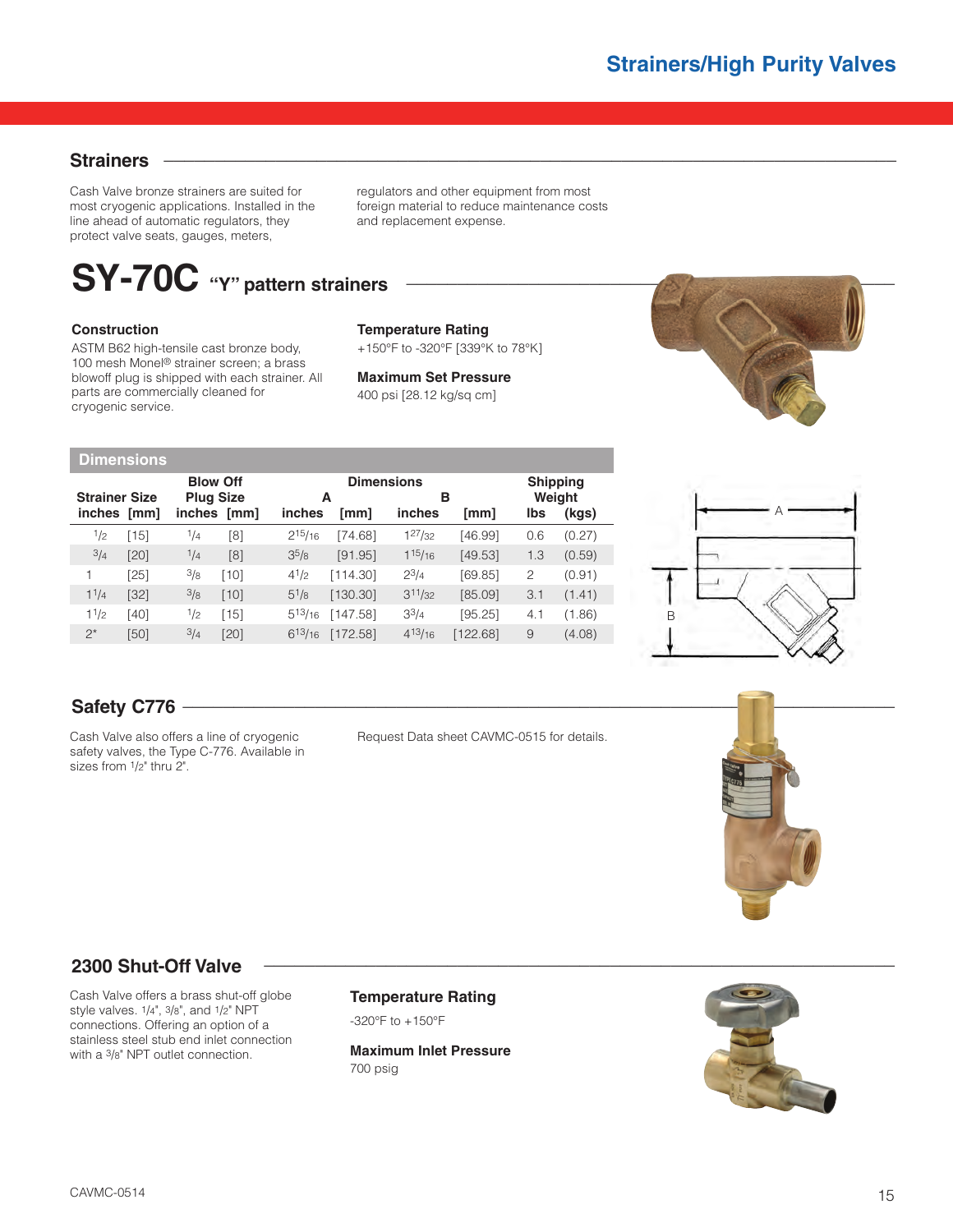## Strainers

Cash Valve bronze strainers are suited for most cryogenic applications. Installed in the line ahead of automatic regulators, they protect valve seats, gauges, meters, regulators and other equipment from most foreign material to reduce maintenance costs and replacement expense.

# SY-70C "Y" pattern strainers

### Construction

ASTM B62 high-tensile cast bronze body, 100 mesh Monel® strainer screen; a brass blowoff plug is shipped with each strainer. All parts are commercially cleaned for cryogenic service.

### Temperature Rating

+150°F to -320°F [339°K to 78°K]

### Maximum Set Pressure

400 psi [28.12 kg/sq cm]

### Dimensions

| Strainer Size | | Blow Off Plug Size | | Dimensions A | | Dimensions B | | Shipping Weight | |
|---|---|---|---|---|---|---|---|---|---|
| inches | [mm] | inches | [mm] | inches | [mm] | inches | [mm] | lbs | (kgs) |
| 1/2 | [15] | 1/4 | [8] | 2 15/16 | [74.68] | 1 27/32 | [46.99] | 0.6 | (0.27) |
| 3/4 | [20] | 1/4 | [8] | 3 5/8 | [91.95] | 1 15/16 | [49.53] | 1.3 | (0.59) |
| 1 | [25] | 3/8 | [10] | 4 1/2 | [114.30] | 2 3/4 | [69.85] | 2 | (0.91) |
| 1 1/4 | [32] | 3/8 | [10] | 5 1/8 | [130.30] | 3 11/32 | [85.09] | 3.1 | (1.41) |
| 1 1/2 | [40] | 1/2 | [15] | 5 13/16 | [147.58] | 3 3/4 | [95.25] | 4.1 | (1.86) |
| 2* | [50] | 3/4 | [20] | 6 13/16 | [172.58] | 4 13/16 | [122.68] | 9 | (4.08) |

## Safety C776

Cash Valve also offers a line of cryogenic safety valves, the Type C-776. Available in sizes from 1/2" thru 2".

Request Data sheet CAVMC-0515 for details.

## 2300 Shut-Off Valve

Cash Valve offers a brass shut-off globe style valves. 1/4", 3/8", and 1/2" NPT connections. Offering an option of a stainless steel stub end inlet connection with a 3/8" NPT outlet connection.

### Temperature Rating

-320°F to +150°F

### Maximum Inlet Pressure

700 psig

CAVMC-0514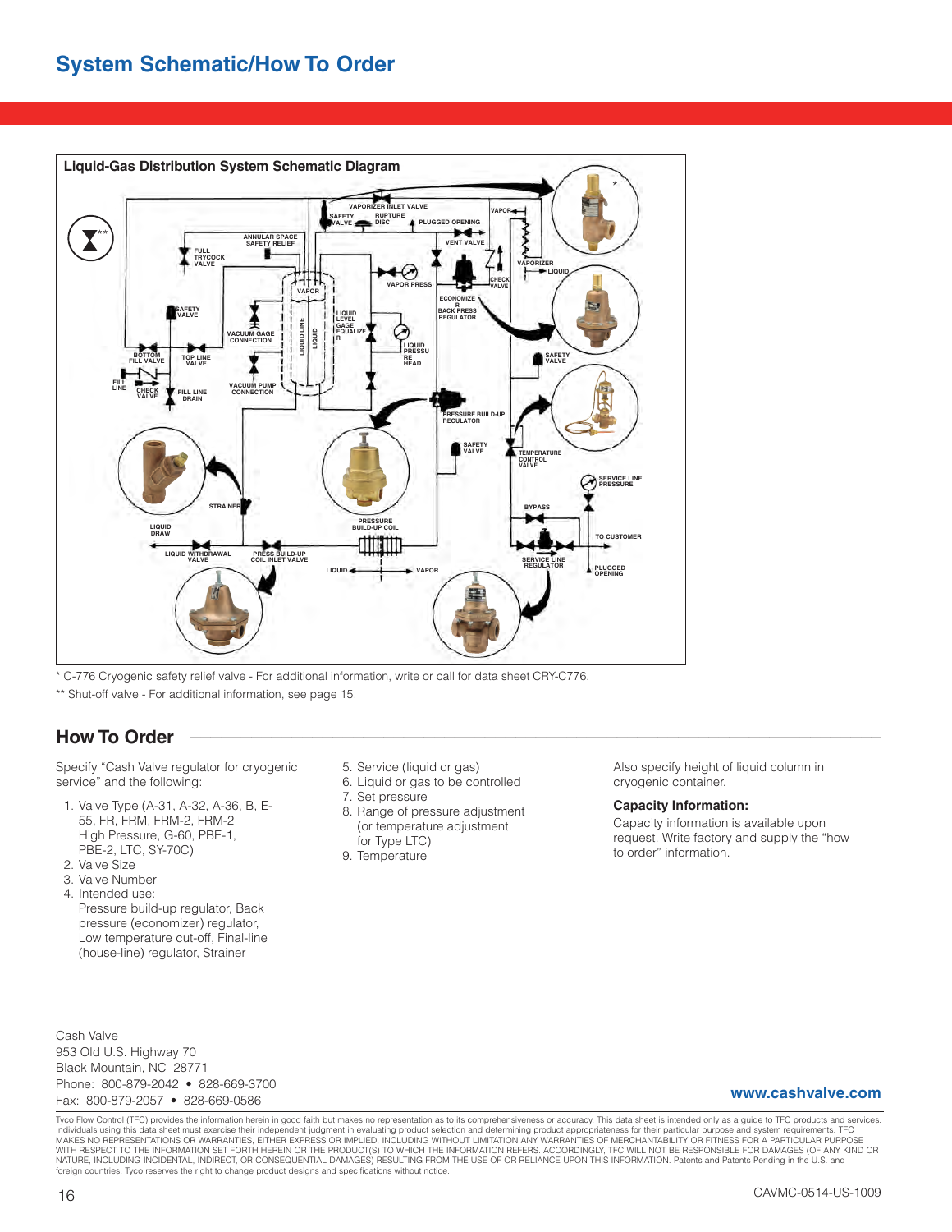# System Schematic/How To Order

**Liquid-Gas Distribution System Schematic Diagram**

VAPORIZER INLET VALVE
SAFETY VALVE
RUPTURE DISC
PLUGGED OPENING
VAPOR
VENT VALVE
VAPORIZER
LIQUID
CHECK VALVE
ANNULAR SPACE SAFETY RELIEF
FULL TRYCOCK VALVE
VAPOR
VAPOR PRESS
ECONOMIZER BACK PRESS REGULATOR
SAFETY VALVE
VACUUM GAGE CONNECTION
LIQUID LINE
LIQUID
LIQUID LEVEL GAGE EQUALIZER
LIQUID PRESSURE HEAD
SAFETY VALVE
BOTTOM FILL VALVE
TOP LINE VALVE
FILL LINE
CHECK VALVE
FILL LINE DRAIN
VACUUM PUMP CONNECTION
PRESSURE BUILD-UP REGULATOR
SAFETY VALVE
TEMPERATURE CONTROL VALVE
SERVICE LINE PRESSURE
STRAINER
BYPASS
LIQUID DRAW
PRESSURE BUILD-UP COIL
TO CUSTOMER
LIQUID WITHDRAWAL VALVE
PRESS BUILD-UP COIL INLET VALVE
LIQUID
VAPOR
SERVICE LINE REGULATOR
PLUGGED OPENING

\* C-776 Cryogenic safety relief valve - For additional information, write or call for data sheet CRY-C776.

\*\* Shut-off valve - For additional information, see page 15.

## How To Order

Specify "Cash Valve regulator for cryogenic service" and the following:

1. Valve Type (A-31, A-32, A-36, B, E-55, FR, FRM, FRM-2, FRM-2 High Pressure, G-60, PBE-1, PBE-2, LTC, SY-70C)
2. Valve Size
3. Valve Number
4. Intended use: Pressure build-up regulator, Back pressure (economizer) regulator, Low temperature cut-off, Final-line (house-line) regulator, Strainer
5. Service (liquid or gas)
6. Liquid or gas to be controlled
7. Set pressure
8. Range of pressure adjustment (or temperature adjustment for Type LTC)
9. Temperature

Also specify height of liquid column in cryogenic container.

**Capacity Information:**

Capacity information is available upon request. Write factory and supply the "how to order" information.

Cash Valve
953 Old U.S. Highway 70
Black Mountain, NC 28771
Phone: 800-879-2042 • 828-669-3700
Fax: 800-879-2057 • 828-669-0586

www.cashvalve.com

Tyco Flow Control (TFC) provides the information herein in good faith but makes no representation as to its comprehensiveness or accuracy. This data sheet is intended only as a guide to TFC products and services. Individuals using this data sheet must exercise their independent judgment in evaluating product selection and determining product appropriateness for their particular purpose and system requirements. TFC MAKES NO REPRESENTATIONS OR WARRANTIES, EITHER EXPRESS OR IMPLIED, INCLUDING WITHOUT LIMITATION ANY WARRANTIES OF MERCHANTABILITY OR FITNESS FOR A PARTICULAR PURPOSE WITH RESPECT TO THE INFORMATION SET FORTH HEREIN OR THE PRODUCT(S) TO WHICH THE INFORMATION REFERS. ACCORDINGLY, TFC WILL NOT BE RESPONSIBLE FOR DAMAGES (OF ANY KIND OR NATURE, INCLUDING INCIDENTAL, INDIRECT, OR CONSEQUENTIAL DAMAGES) RESULTING FROM THE USE OF OR RELIANCE UPON THIS INFORMATION. Patents and Patents Pending in the U.S. and foreign countries. Tyco reserves the right to change product designs and specifications without notice.

CAVMC-0514-US-1009